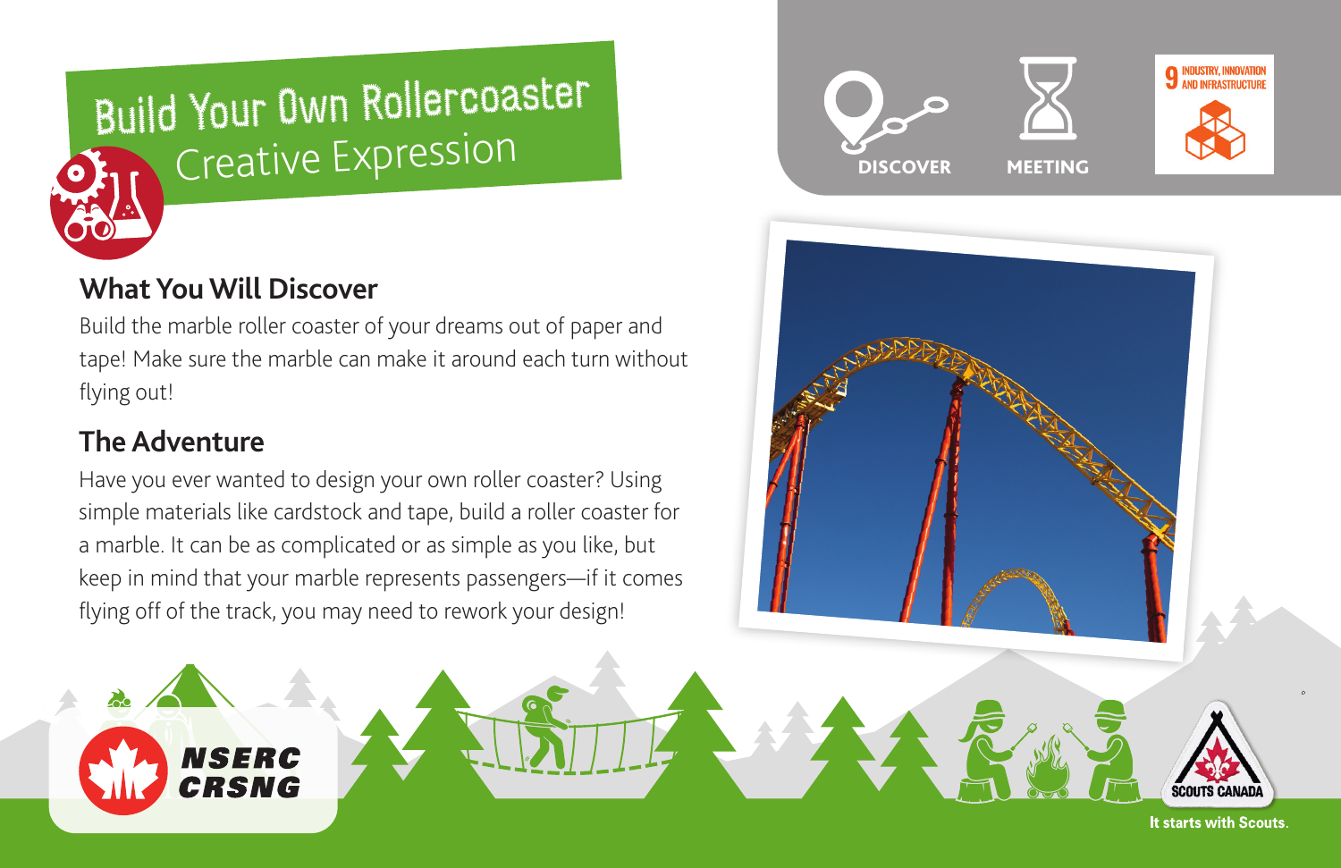# Build Your Own Rollercoaster

## Creative Expression

DISCOVER

MEETING

9 INDUSTRY, INNOVATION AND INFRASTRUCTURE

## What You Will Discover

Build the marble roller coaster of your dreams out of paper and tape! Make sure the marble can make it around each turn without flying out!

## The Adventure

Have you ever wanted to design your own roller coaster? Using simple materials like cardstock and tape, build a roller coaster for a marble. It can be as complicated or as simple as you like, but keep in mind that your marble represents passengers—if it comes flying off of the track, you may need to rework your design!

NSERC CRSNG

SCOUTS CANADA

It starts with Scouts.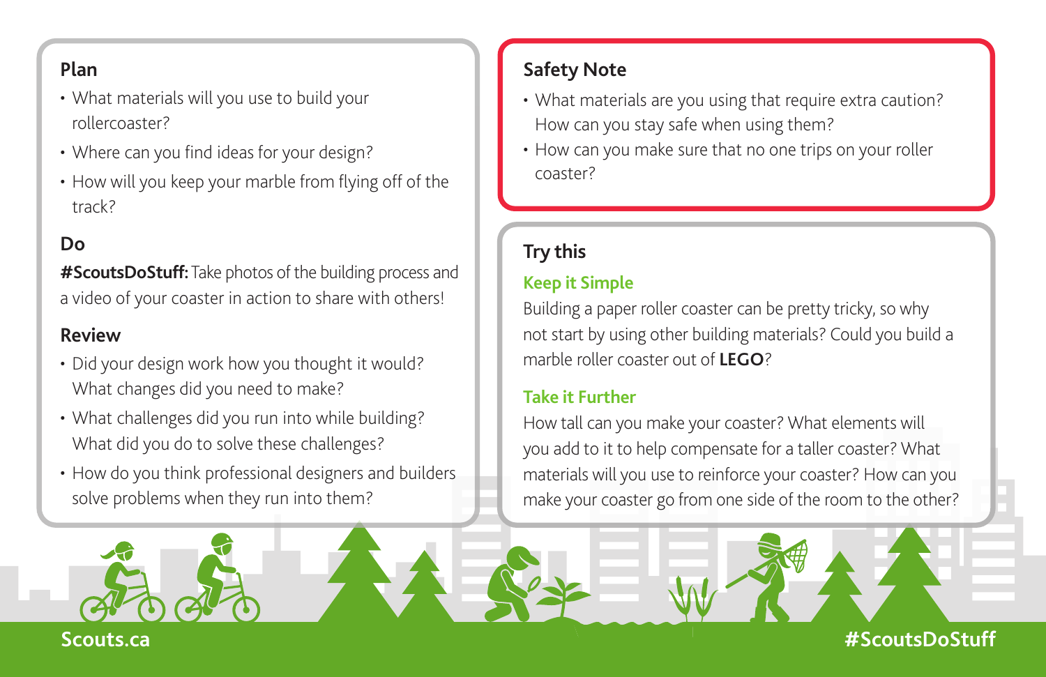## Plan

- What materials will you use to build your rollercoaster?
- Where can you find ideas for your design?
- How will you keep your marble from flying off of the track?

## Do

**#ScoutsDoStuff:** Take photos of the building process and a video of your coaster in action to share with others!

## Review

- Did your design work how you thought it would? What changes did you need to make?
- What challenges did you run into while building? What did you do to solve these challenges?
- How do you think professional designers and builders solve problems when they run into them?

## Safety Note

- What materials are you using that require extra caution? How can you stay safe when using them?
- How can you make sure that no one trips on your roller coaster?

## Try this

### Keep it Simple

Building a paper roller coaster can be pretty tricky, so why not start by using other building materials? Could you build a marble roller coaster out of **LEGO**?

### Take it Further

How tall can you make your coaster? What elements will you add to it to help compensate for a taller coaster? What materials will you use to reinforce your coaster? How can you make your coaster go from one side of the room to the other?

Scouts.ca

#ScoutsDoStuff